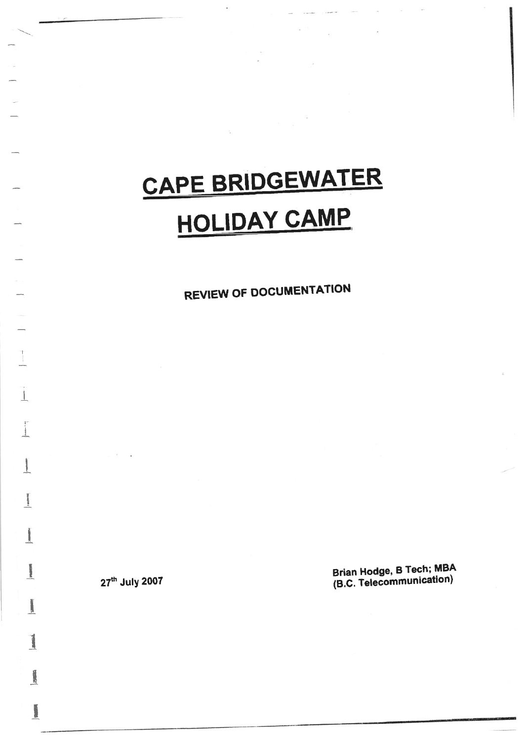# CAPE BRIDGEWATER HOLIDAY CAMP

**REVIEW OF DOCUMENTATION**

**27th July 2007**

**Brian Hodge, B Tech; MBA**
**(B.C. Telecommunication)**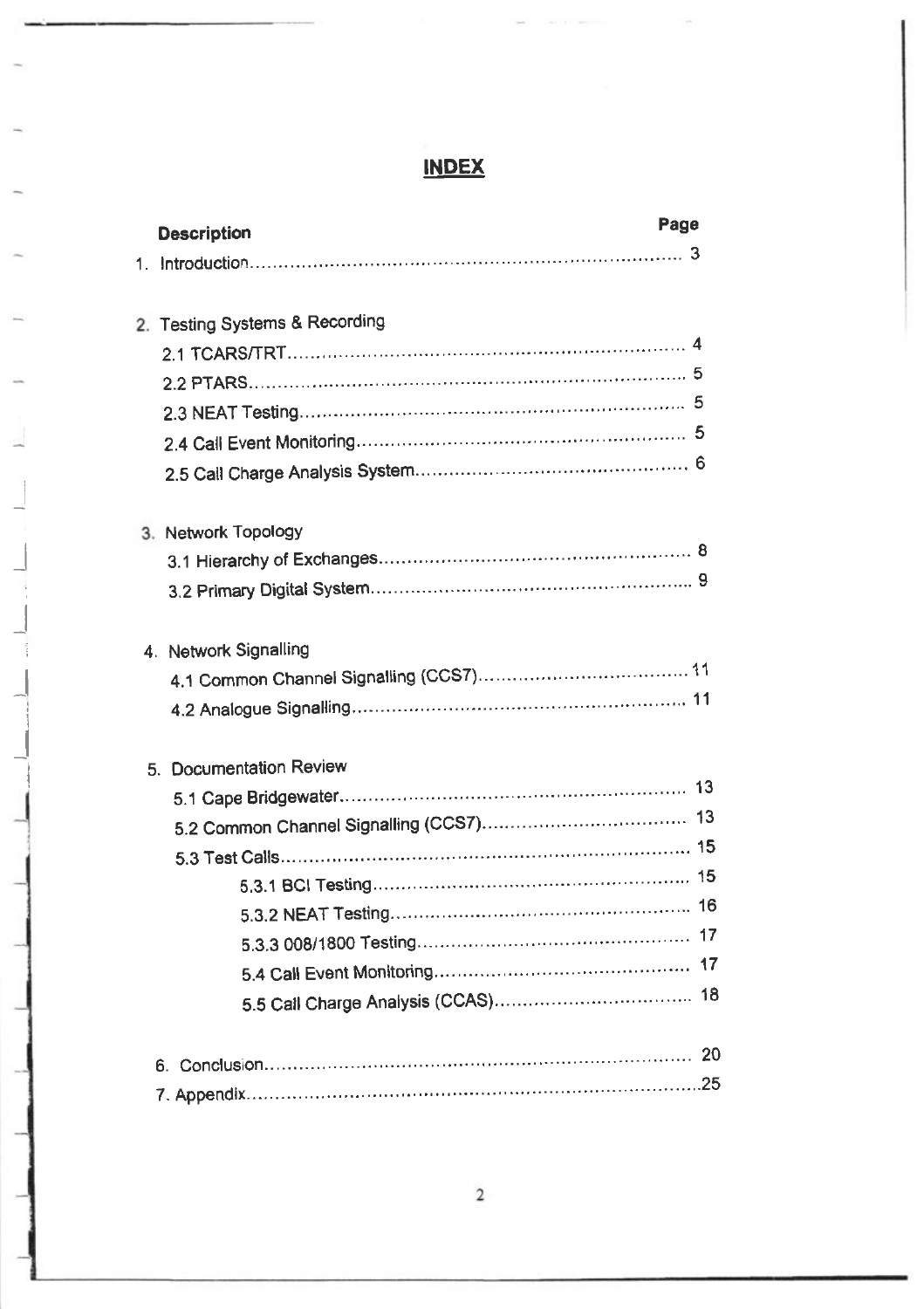# INDEX

| Description | Page |
|---|---|
| 1. Introduction | 3 |
| 2. Testing Systems & Recording | |
| 2.1 TCARS/TRT | 4 |
| 2.2 PTARS | 5 |
| 2.3 NEAT Testing | 5 |
| 2.4 Call Event Monitoring | 5 |
| 2.5 Call Charge Analysis System | 6 |
| 3. Network Topology | |
| 3.1 Hierarchy of Exchanges | 8 |
| 3.2 Primary Digital System | 9 |
| 4. Network Signalling | |
| 4.1 Common Channel Signalling (CCS7) | 11 |
| 4.2 Analogue Signalling | 11 |
| 5. Documentation Review | |
| 5.1 Cape Bridgewater | 13 |
| 5.2 Common Channel Signalling (CCS7) | 13 |
| 5.3 Test Calls | 15 |
| 5.3.1 BCI Testing | 15 |
| 5.3.2 NEAT Testing | 16 |
| 5.3.3 008/1800 Testing | 17 |
| 5.4 Call Event Monitoring | 17 |
| 5.5 Call Charge Analysis (CCAS) | 18 |
| 6. Conclusion | 20 |
| 7. Appendix | 25 |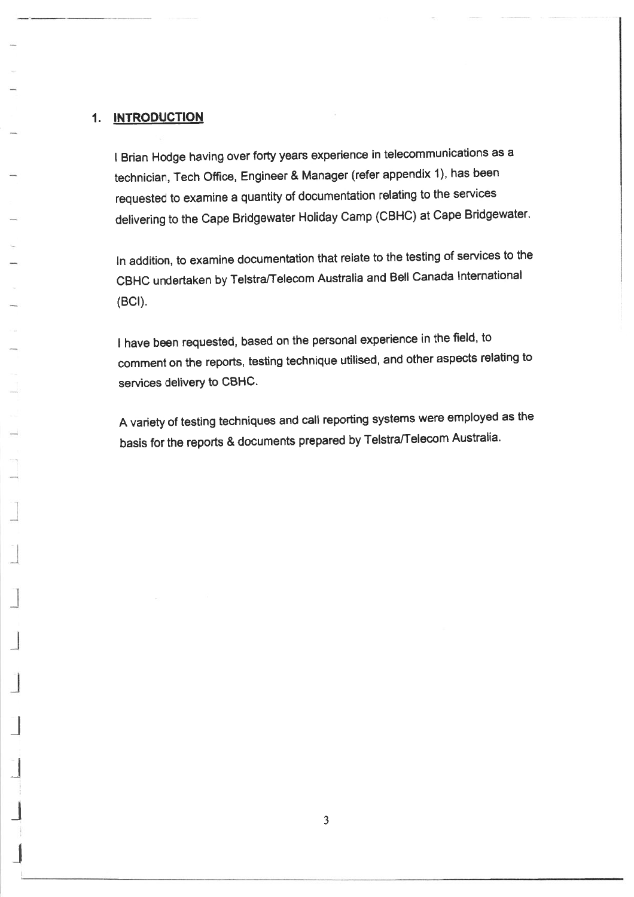## 1. INTRODUCTION

I Brian Hodge having over forty years experience in telecommunications as a technician, Tech Office, Engineer & Manager (refer appendix 1), has been requested to examine a quantity of documentation relating to the services delivering to the Cape Bridgewater Holiday Camp (CBHC) at Cape Bridgewater.

In addition, to examine documentation that relate to the testing of services to the CBHC undertaken by Telstra/Telecom Australia and Bell Canada International (BCI).

I have been requested, based on the personal experience in the field, to comment on the reports, testing technique utilised, and other aspects relating to services delivery to CBHC.

A variety of testing techniques and call reporting systems were employed as the basis for the reports & documents prepared by Telstra/Telecom Australia.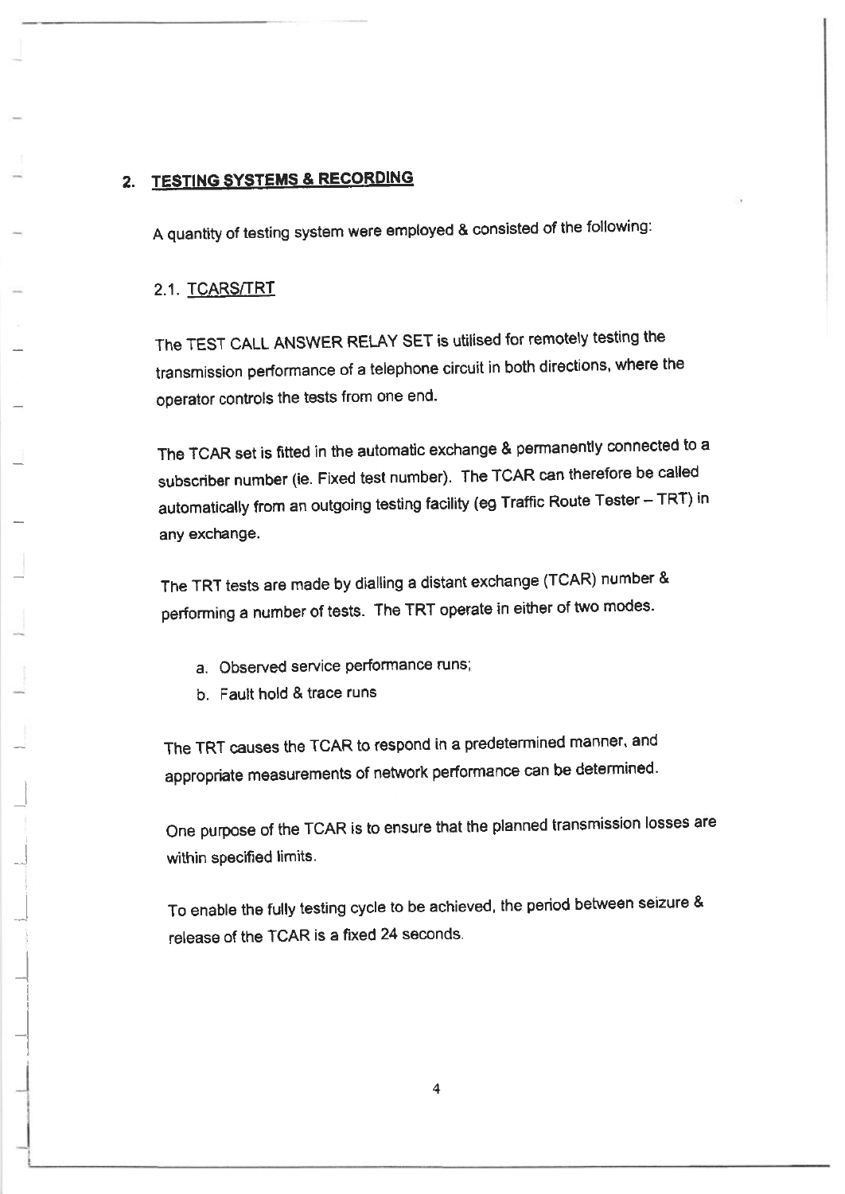## 2. TESTING SYSTEMS & RECORDING

A quantity of testing system were employed & consisted of the following:

### 2.1. TCARS/TRT

The TEST CALL ANSWER RELAY SET is utilised for remotely testing the transmission performance of a telephone circuit in both directions, where the operator controls the tests from one end.

The TCAR set is fitted in the automatic exchange & permanently connected to a subscriber number (ie. Fixed test number). The TCAR can therefore be called automatically from an outgoing testing facility (eg Traffic Route Tester – TRT) in any exchange.

The TRT tests are made by dialling a distant exchange (TCAR) number & performing a number of tests. The TRT operate in either of two modes.

a. Observed service performance runs;
b. Fault hold & trace runs

The TRT causes the TCAR to respond in a predetermined manner, and appropriate measurements of network performance can be determined.

One purpose of the TCAR is to ensure that the planned transmission losses are within specified limits.

To enable the fully testing cycle to be achieved, the period between seizure & release of the TCAR is a fixed 24 seconds.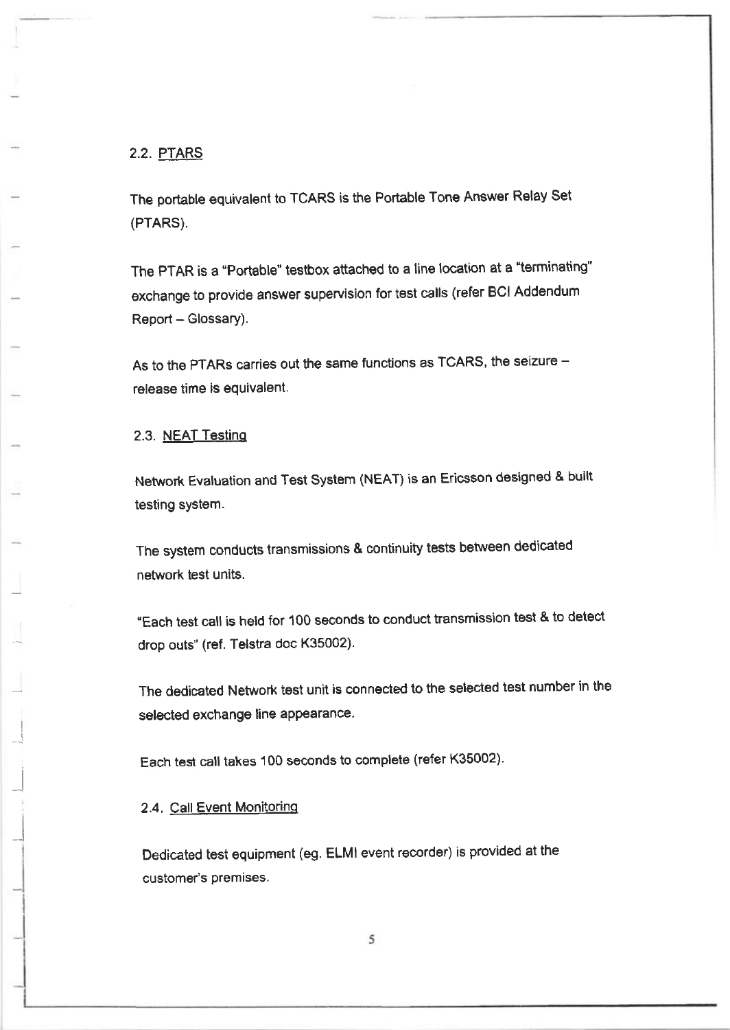2.2. PTARS

The portable equivalent to TCARS is the Portable Tone Answer Relay Set (PTARS).

The PTAR is a "Portable" testbox attached to a line location at a "terminating" exchange to provide answer supervision for test calls (refer BCI Addendum Report – Glossary).

As to the PTARs carries out the same functions as TCARS, the seizure – release time is equivalent.

2.3. NEAT Testing

Network Evaluation and Test System (NEAT) is an Ericsson designed & built testing system.

The system conducts transmissions & continuity tests between dedicated network test units.

"Each test call is held for 100 seconds to conduct transmission test & to detect drop outs" (ref. Telstra doc K35002).

The dedicated Network test unit is connected to the selected test number in the selected exchange line appearance.

Each test call takes 100 seconds to complete (refer K35002).

2.4. Call Event Monitoring

Dedicated test equipment (eg. ELMI event recorder) is provided at the customer's premises.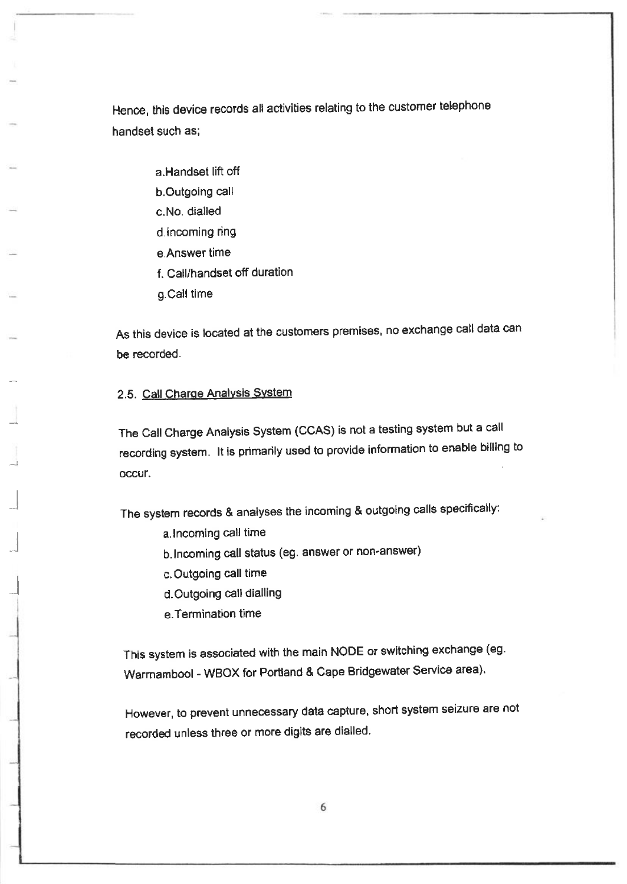Hence, this device records all activities relating to the customer telephone handset such as;

a. Handset lift off
b. Outgoing call
c. No. dialled
d. Incoming ring
e. Answer time
f. Call/handset off duration
g. Call time

As this device is located at the customers premises, no exchange call data can be recorded.

2.5. Call Charge Analysis System

The Call Charge Analysis System (CCAS) is not a testing system but a call recording system. It is primarily used to provide information to enable billing to occur.

The system records & analyses the incoming & outgoing calls specifically:

a. Incoming call time
b. Incoming call status (eg. answer or non-answer)
c. Outgoing call time
d. Outgoing call dialling
e. Termination time

This system is associated with the main NODE or switching exchange (eg. Warrnambool - WBOX for Portland & Cape Bridgewater Service area).

However, to prevent unnecessary data capture, short system seizure are not recorded unless three or more digits are dialled.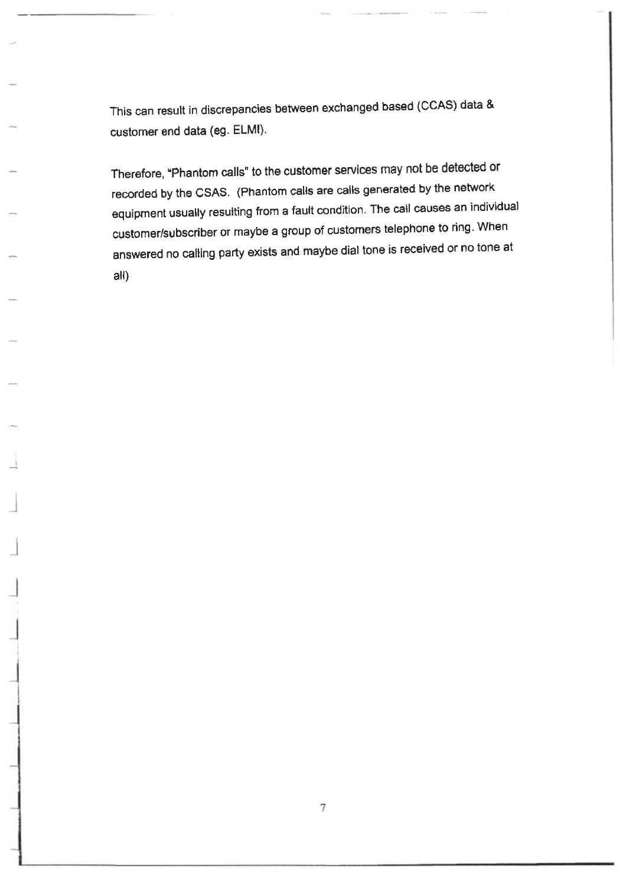This can result in discrepancies between exchanged based (CCAS) data & customer end data (eg. ELMI).

Therefore, "Phantom calls" to the customer services may not be detected or recorded by the CSAS. (Phantom calls are calls generated by the network equipment usually resulting from a fault condition. The call causes an individual customer/subscriber or maybe a group of customers telephone to ring. When answered no calling party exists and maybe dial tone is received or no tone at all)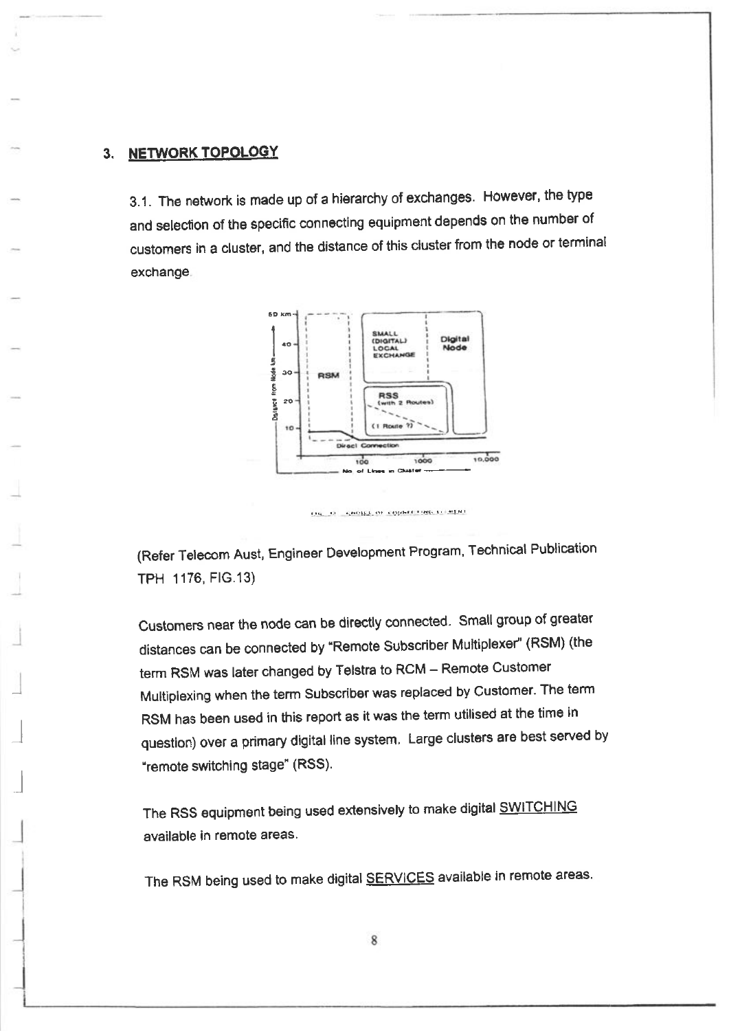## 3. NETWORK TOPOLOGY

3.1. The network is made up of a hierarchy of exchanges. However, the type and selection of the specific connecting equipment depends on the number of customers in a cluster, and the distance of this cluster from the node or terminal exchange.

(Refer Telecom Aust, Engineer Development Program, Technical Publication TPH 1176, FIG.13)

Customers near the node can be directly connected. Small group of greater distances can be connected by "Remote Subscriber Multiplexer" (RSM) (the term RSM was later changed by Telstra to RCM – Remote Customer Multiplexing when the term Subscriber was replaced by Customer. The term RSM has been used in this report as it was the term utilised at the time in question) over a primary digital line system. Large clusters are best served by "remote switching stage" (RSS).

The RSS equipment being used extensively to make digital SWITCHING available in remote areas.

The RSM being used to make digital SERVICES available in remote areas.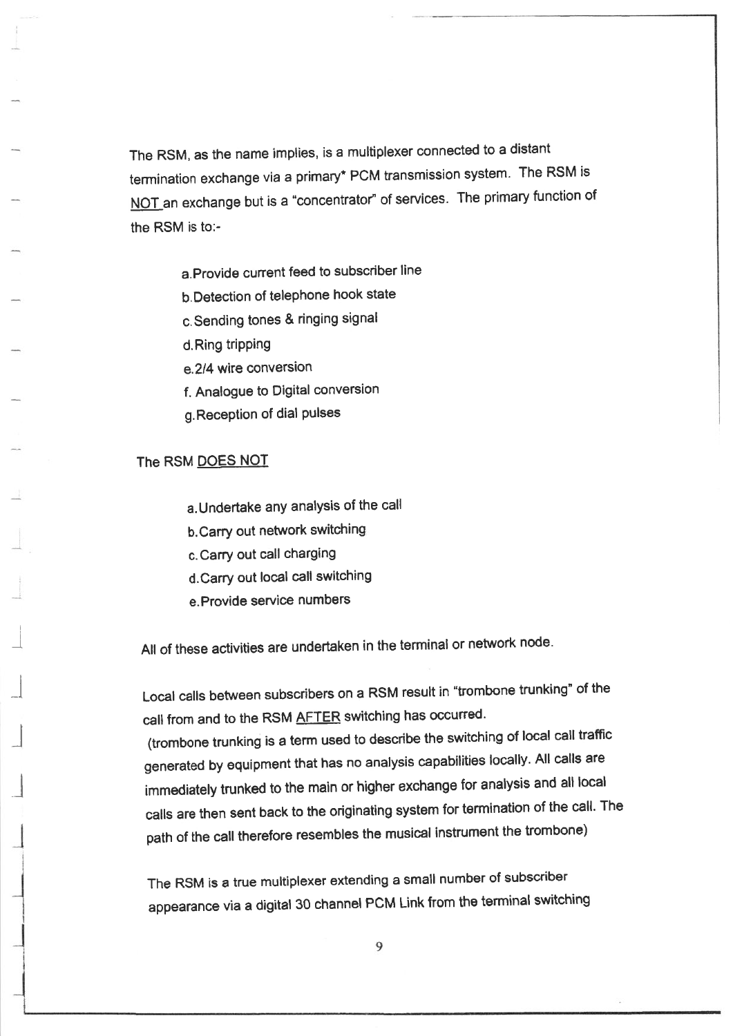The RSM, as the name implies, is a multiplexer connected to a distant termination exchange via a primary* PCM transmission system. The RSM is <u>NOT</u> an exchange but is a "concentrator" of services. The primary function of the RSM is to:-

a. Provide current feed to subscriber line
b. Detection of telephone hook state
c. Sending tones & ringing signal
d. Ring tripping
e. 2/4 wire conversion
f. Analogue to Digital conversion
g. Reception of dial pulses

The RSM <u>DOES NOT</u>

a. Undertake any analysis of the call
b. Carry out network switching
c. Carry out call charging
d. Carry out local call switching
e. Provide service numbers

All of these activities are undertaken in the terminal or network node.

Local calls between subscribers on a RSM result in "trombone trunking" of the call from and to the RSM <u>AFTER</u> switching has occurred.
(trombone trunking is a term used to describe the switching of local call traffic generated by equipment that has no analysis capabilities locally. All calls are immediately trunked to the main or higher exchange for analysis and all local calls are then sent back to the originating system for termination of the call. The path of the call therefore resembles the musical instrument the trombone)

The RSM is a true multiplexer extending a small number of subscriber appearance via a digital 30 channel PCM Link from the terminal switching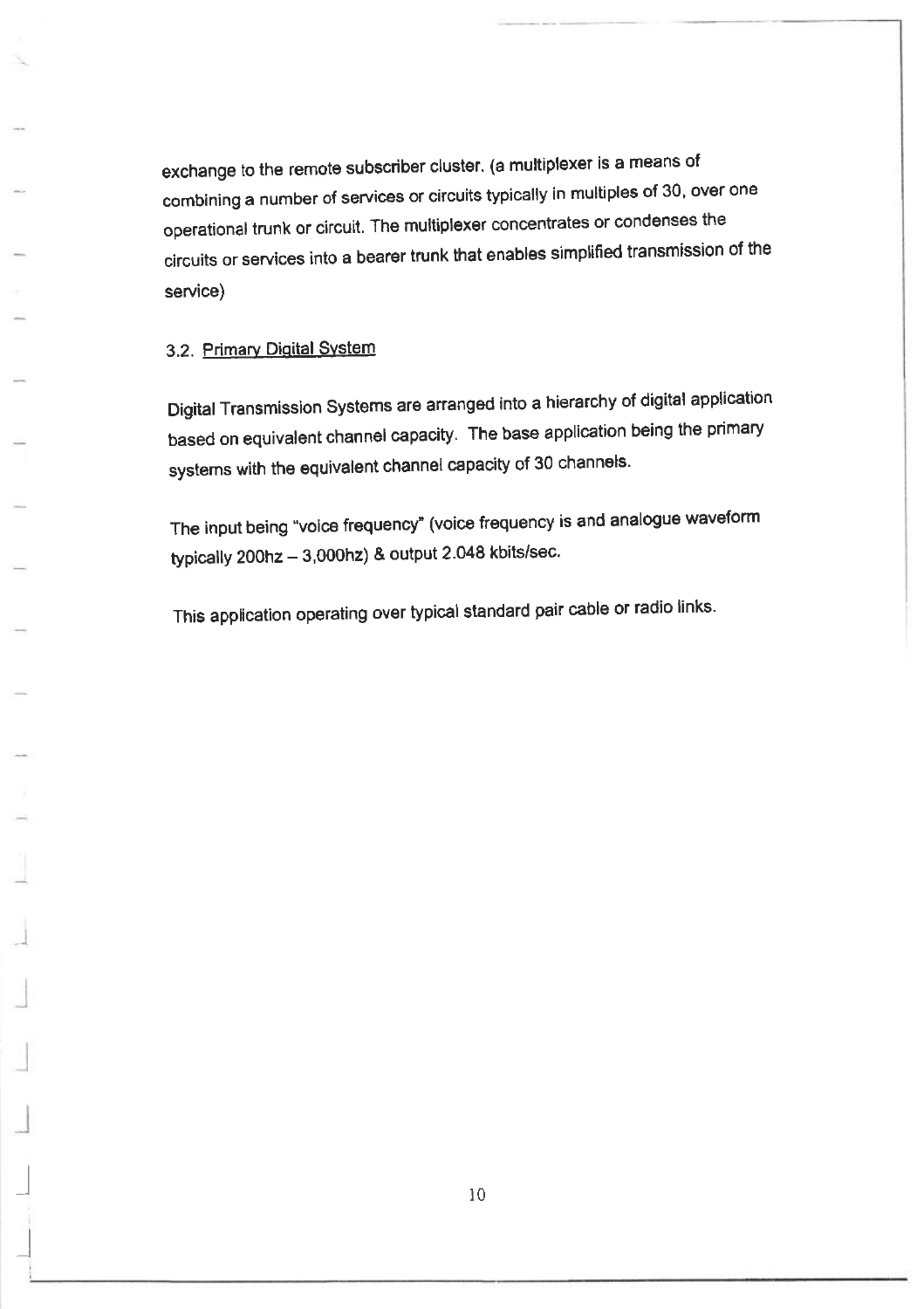exchange to the remote subscriber cluster. (a multiplexer is a means of combining a number of services or circuits typically in multiples of 30, over one operational trunk or circuit. The multiplexer concentrates or condenses the circuits or services into a bearer trunk that enables simplified transmission of the service)

### 3.2. Primary Digital System

Digital Transmission Systems are arranged into a hierarchy of digital application based on equivalent channel capacity. The base application being the primary systems with the equivalent channel capacity of 30 channels.

The input being "voice frequency" (voice frequency is and analogue waveform typically 200hz – 3,000hz) & output 2.048 kbits/sec.

This application operating over typical standard pair cable or radio links.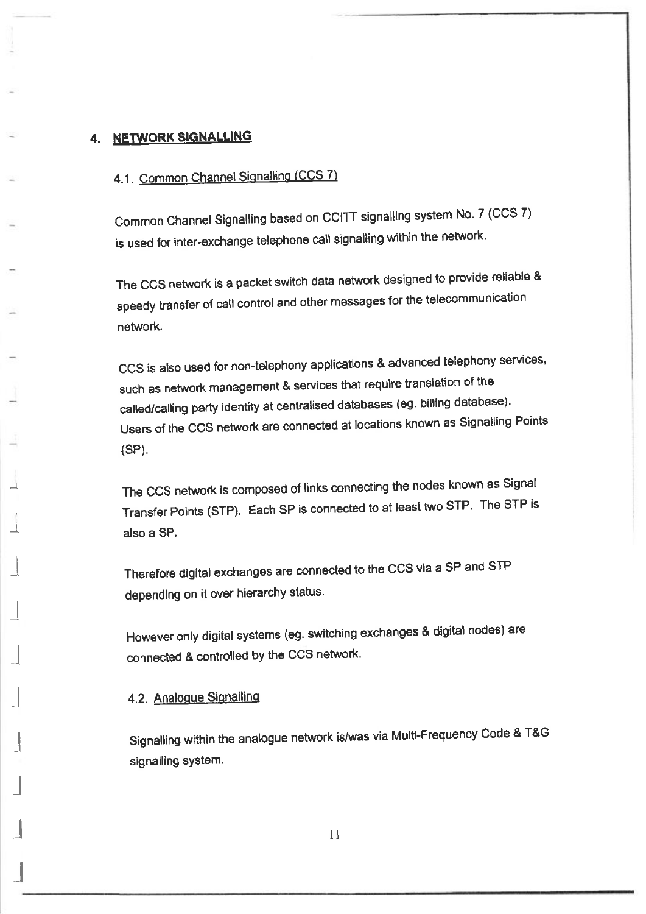## 4. NETWORK SIGNALLING

### 4.1. Common Channel Signalling (CCS 7)

Common Channel Signalling based on CCITT signalling system No. 7 (CCS 7) is used for inter-exchange telephone call signalling within the network.

The CCS network is a packet switch data network designed to provide reliable & speedy transfer of call control and other messages for the telecommunication network.

CCS is also used for non-telephony applications & advanced telephony services, such as network management & services that require translation of the called/calling party identity at centralised databases (eg. billing database). Users of the CCS network are connected at locations known as Signalling Points (SP).

The CCS network is composed of links connecting the nodes known as Signal Transfer Points (STP). Each SP is connected to at least two STP. The STP is also a SP.

Therefore digital exchanges are connected to the CCS via a SP and STP depending on it over hierarchy status.

However only digital systems (eg. switching exchanges & digital nodes) are connected & controlled by the CCS network.

### 4.2. Analogue Signalling

Signalling within the analogue network is/was via Multi-Frequency Code & T&G signalling system.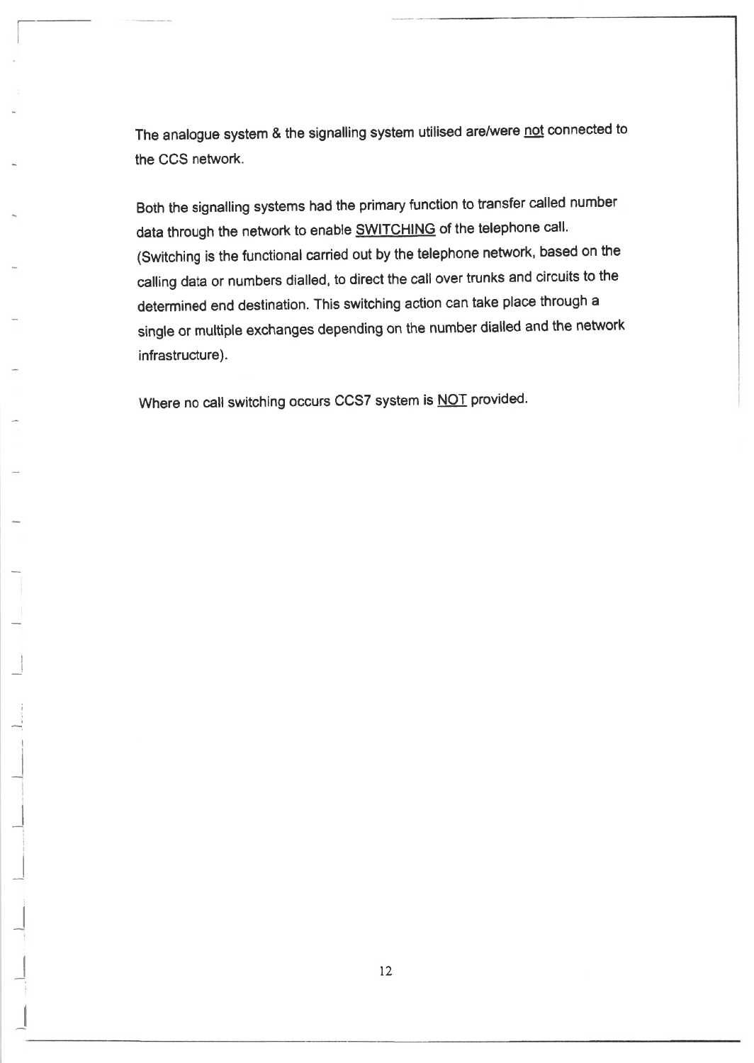The analogue system & the signalling system utilised are/were <u>not</u> connected to the CCS network.

Both the signalling systems had the primary function to transfer called number data through the network to enable <u>SWITCHING</u> of the telephone call. (Switching is the functional carried out by the telephone network, based on the calling data or numbers dialled, to direct the call over trunks and circuits to the determined end destination. This switching action can take place through a single or multiple exchanges depending on the number dialled and the network infrastructure).

Where no call switching occurs CCS7 system is <u>NOT</u> provided.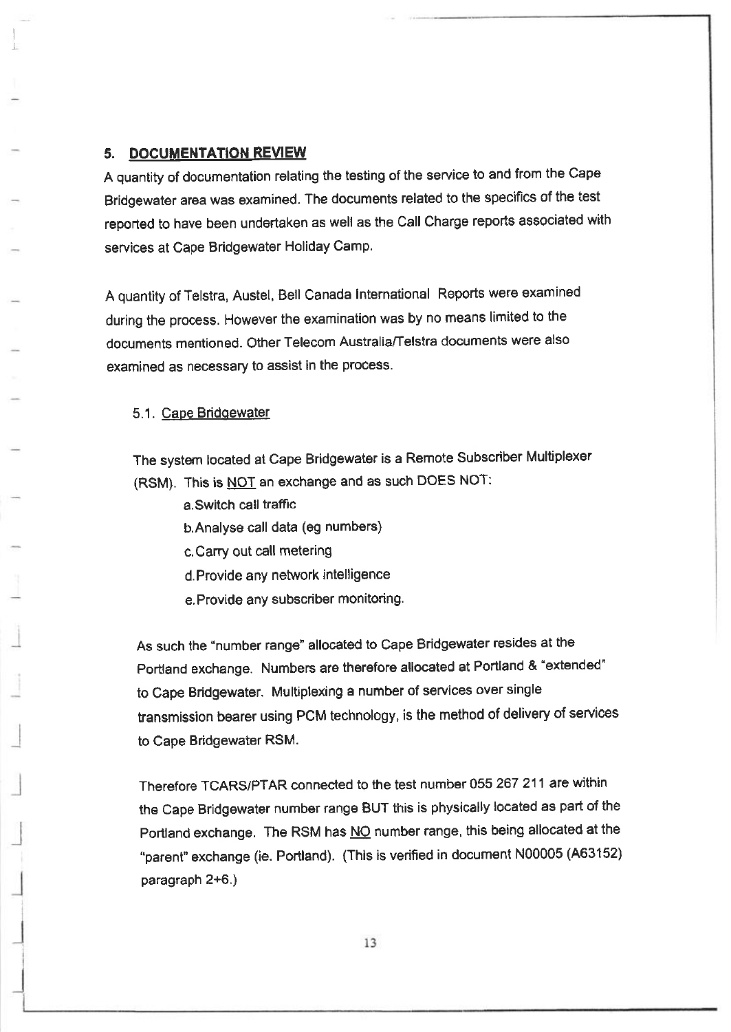## 5. **DOCUMENTATION REVIEW**

A quantity of documentation relating the testing of the service to and from the Cape Bridgewater area was examined. The documents related to the specifics of the test reported to have been undertaken as well as the Call Charge reports associated with services at Cape Bridgewater Holiday Camp.

A quantity of Telstra, Austel, Bell Canada International Reports were examined during the process. However the examination was by no means limited to the documents mentioned. Other Telecom Australia/Telstra documents were also examined as necessary to assist in the process.

### 5.1. Cape Bridgewater

The system located at Cape Bridgewater is a Remote Subscriber Multiplexer (RSM). This is NOT an exchange and as such DOES NOT:

a. Switch call traffic

b. Analyse call data (eg numbers)

c. Carry out call metering

d. Provide any network intelligence

e. Provide any subscriber monitoring.

As such the "number range" allocated to Cape Bridgewater resides at the Portland exchange. Numbers are therefore allocated at Portland & "extended" to Cape Bridgewater. Multiplexing a number of services over single transmission bearer using PCM technology, is the method of delivery of services to Cape Bridgewater RSM.

Therefore TCARS/PTAR connected to the test number 055 267 211 are within the Cape Bridgewater number range BUT this is physically located as part of the Portland exchange. The RSM has NO number range, this being allocated at the "parent" exchange (ie. Portland). (This is verified in document N00005 (A63152) paragraph 2+6.)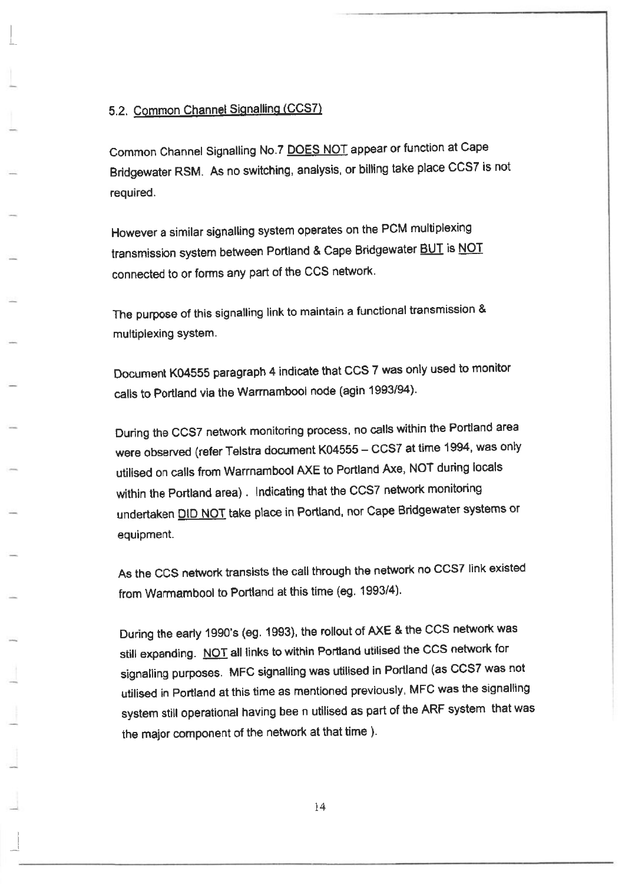## 5.2. Common Channel Signalling (CCS7)

Common Channel Signalling No.7 DOES NOT appear or function at Cape Bridgewater RSM. As no switching, analysis, or billing take place CCS7 is not required.

However a similar signalling system operates on the PCM multiplexing transmission system between Portland & Cape Bridgewater BUT is NOT connected to or forms any part of the CCS network.

The purpose of this signalling link to maintain a functional transmission & multiplexing system.

Document K04555 paragraph 4 indicate that CCS 7 was only used to monitor calls to Portland via the Warrnambool node (agin 1993/94).

During the CCS7 network monitoring process, no calls within the Portland area were observed (refer Telstra document K04555 – CCS7 at time 1994, was only utilised on calls from Warrnambool AXE to Portland Axe, NOT during locals within the Portland area) . Indicating that the CCS7 network monitoring undertaken DID NOT take place in Portland, nor Cape Bridgewater systems or equipment.

As the CCS network transists the call through the network no CCS7 link existed from Warrnambool to Portland at this time (eg. 1993/4).

During the early 1990's (eg. 1993), the rollout of AXE & the CCS network was still expanding. NOT all links to within Portland utilised the CCS network for signalling purposes. MFC signalling was utilised in Portland (as CCS7 was not utilised in Portland at this time as mentioned previously, MFC was the signalling system still operational having bee n utilised as part of the ARF system that was the major component of the network at that time ).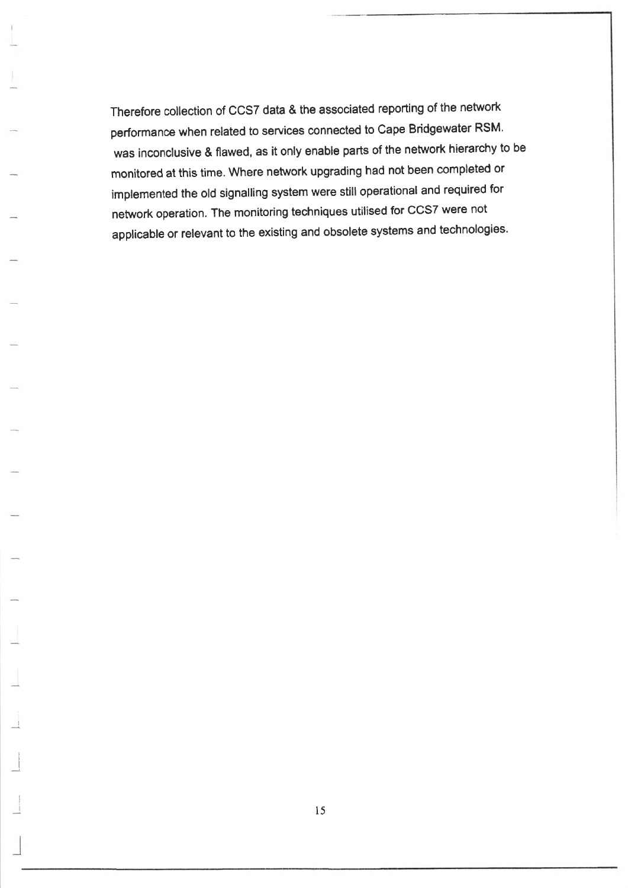Therefore collection of CCS7 data & the associated reporting of the network performance when related to services connected to Cape Bridgewater RSM. was inconclusive & flawed, as it only enable parts of the network hierarchy to be monitored at this time. Where network upgrading had not been completed or implemented the old signalling system were still operational and required for network operation. The monitoring techniques utilised for CCS7 were not applicable or relevant to the existing and obsolete systems and technologies.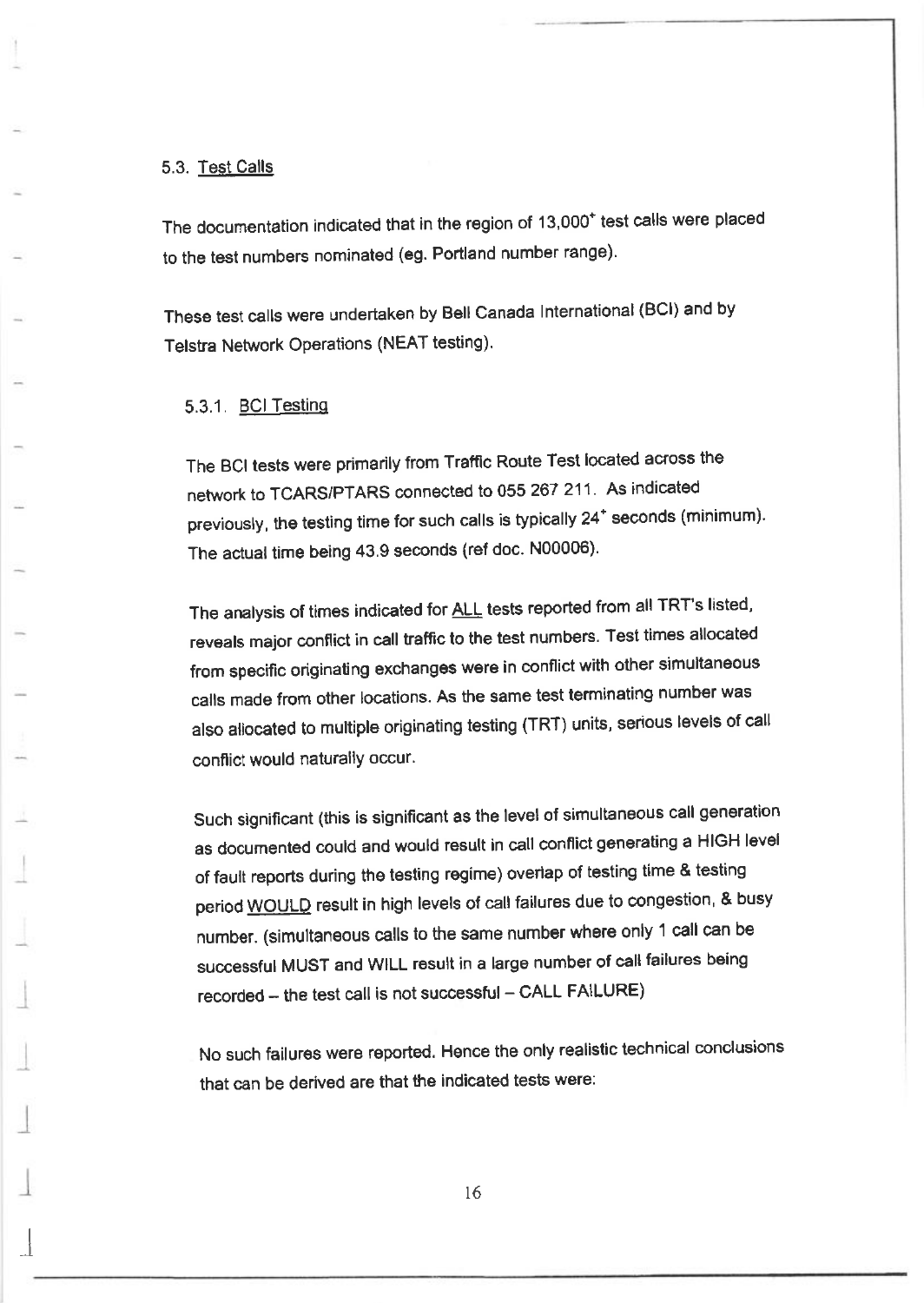## 5.3. Test Calls

The documentation indicated that in the region of 13,000$^{+}$ test calls were placed to the test numbers nominated (eg. Portland number range).

These test calls were undertaken by Bell Canada International (BCI) and by Telstra Network Operations (NEAT testing).

### 5.3.1. BCI Testing

The BCI tests were primarily from Traffic Route Test located across the network to TCARS/PTARS connected to 055 267 211. As indicated previously, the testing time for such calls is typically 24$^{+}$ seconds (minimum). The actual time being 43.9 seconds (ref doc. N00006).

The analysis of times indicated for ALL tests reported from all TRT's listed, reveals major conflict in call traffic to the test numbers. Test times allocated from specific originating exchanges were in conflict with other simultaneous calls made from other locations. As the same test terminating number was also allocated to multiple originating testing (TRT) units, serious levels of call conflict would naturally occur.

Such significant (this is significant as the level of simultaneous call generation as documented could and would result in call conflict generating a HIGH level of fault reports during the testing regime) overlap of testing time & testing period WOULD result in high levels of call failures due to congestion, & busy number. (simultaneous calls to the same number where only 1 call can be successful MUST and WILL result in a large number of call failures being recorded – the test call is not successful – CALL FAILURE)

No such failures were reported. Hence the only realistic technical conclusions that can be derived are that the indicated tests were: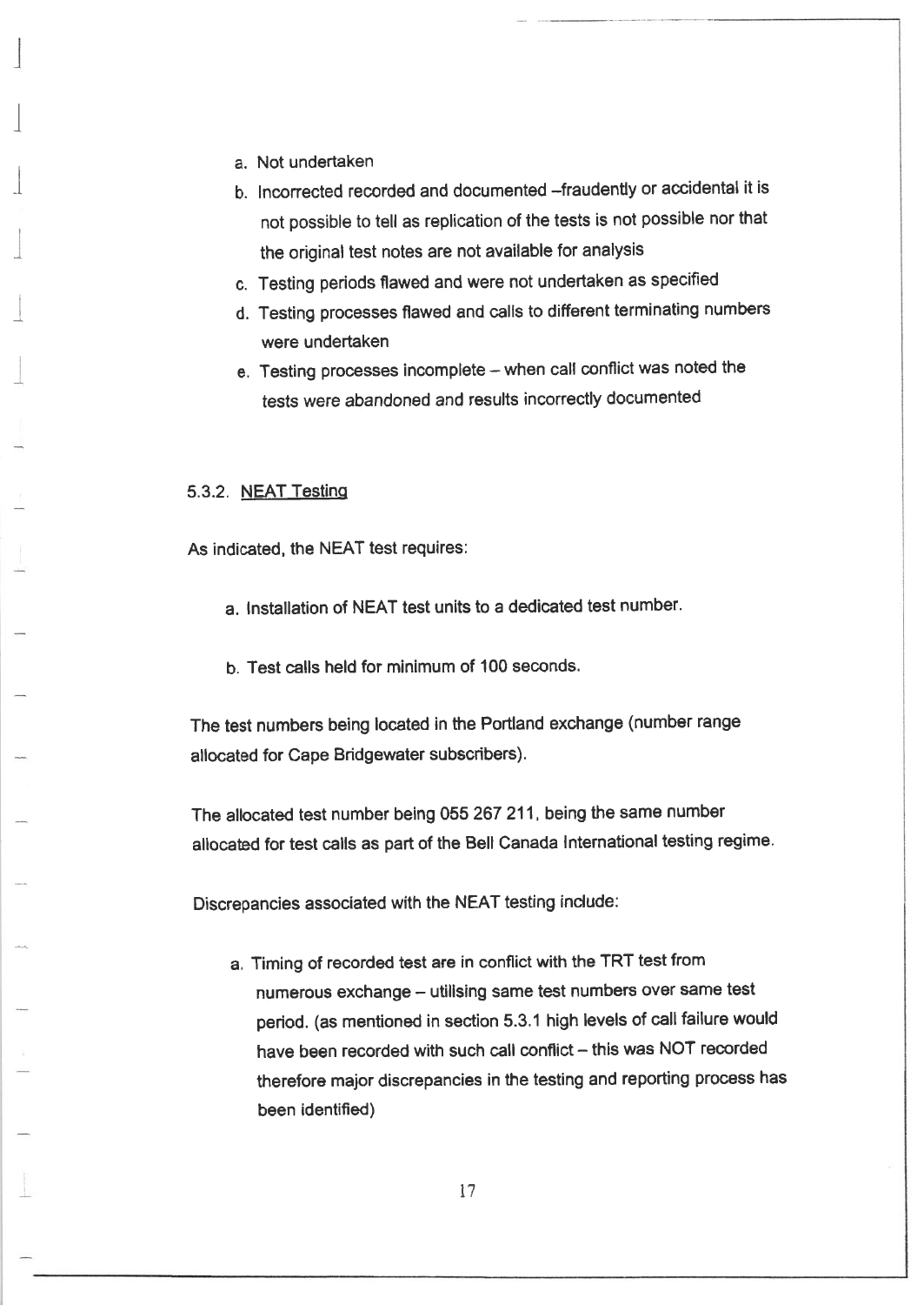a. Not undertaken

b. Incorrected recorded and documented –fraudently or accidental it is not possible to tell as replication of the tests is not possible nor that the original test notes are not available for analysis

c. Testing periods flawed and were not undertaken as specified

d. Testing processes flawed and calls to different terminating numbers were undertaken

e. Testing processes incomplete – when call conflict was noted the tests were abandoned and results incorrectly documented

5.3.2. <u>NEAT Testing</u>

As indicated, the NEAT test requires:

a. Installation of NEAT test units to a dedicated test number.

b. Test calls held for minimum of 100 seconds.

The test numbers being located in the Portland exchange (number range allocated for Cape Bridgewater subscribers).

The allocated test number being 055 267 211, being the same number allocated for test calls as part of the Bell Canada International testing regime.

Discrepancies associated with the NEAT testing include:

a. Timing of recorded test are in conflict with the TRT test from numerous exchange – utilising same test numbers over same test period. (as mentioned in section 5.3.1 high levels of call failure would have been recorded with such call conflict – this was NOT recorded therefore major discrepancies in the testing and reporting process has been identified)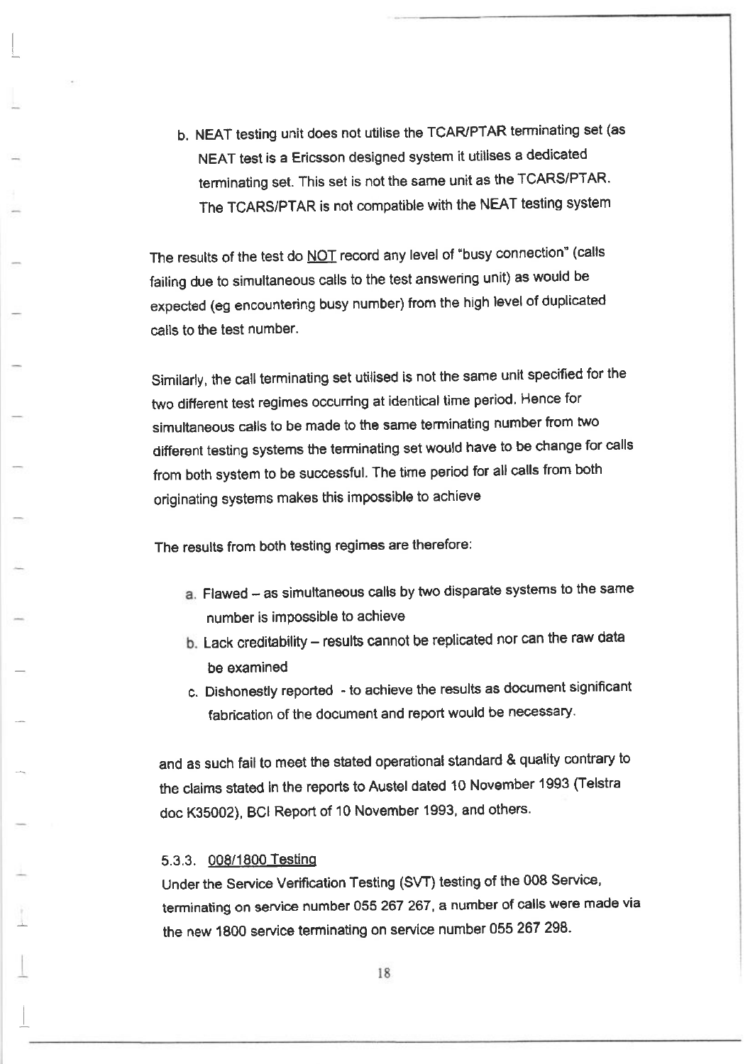b. NEAT testing unit does not utilise the TCAR/PTAR terminating set (as NEAT test is a Ericsson designed system it utilises a dedicated terminating set. This set is not the same unit as the TCARS/PTAR. The TCARS/PTAR is not compatible with the NEAT testing system

The results of the test do NOT record any level of "busy connection" (calls failing due to simultaneous calls to the test answering unit) as would be expected (eg encountering busy number) from the high level of duplicated calls to the test number.

Similarly, the call terminating set utilised is not the same unit specified for the two different test regimes occurring at identical time period. Hence for simultaneous calls to be made to the same terminating number from two different testing systems the terminating set would have to be change for calls from both system to be successful. The time period for all calls from both originating systems makes this impossible to achieve

The results from both testing regimes are therefore:

a. Flawed – as simultaneous calls by two disparate systems to the same number is impossible to achieve
b. Lack creditability – results cannot be replicated nor can the raw data be examined
c. Dishonestly reported - to achieve the results as document significant fabrication of the document and report would be necessary.

and as such fail to meet the stated operational standard & quality contrary to the claims stated in the reports to Austel dated 10 November 1993 (Telstra doc K35002), BCI Report of 10 November 1993, and others.

#### 5.3.3. 008/1800 Testing

Under the Service Verification Testing (SVT) testing of the 008 Service, terminating on service number 055 267 267, a number of calls were made via the new 1800 service terminating on service number 055 267 298.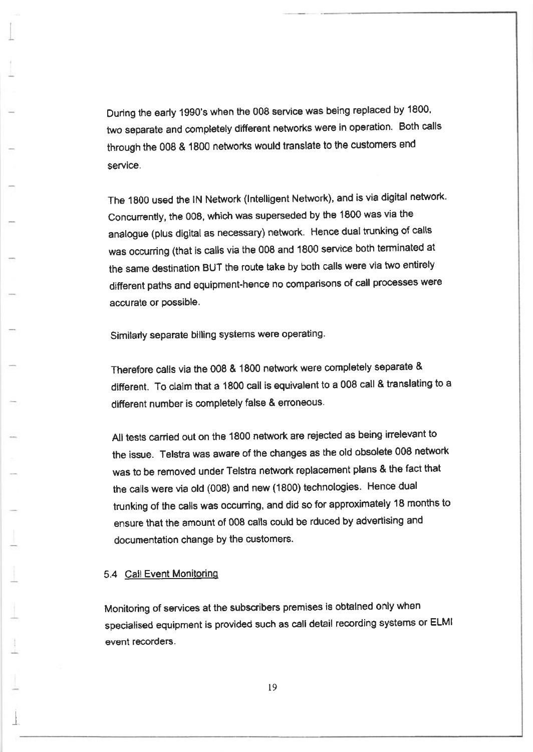During the early 1990's when the 008 service was being replaced by 1800, two separate and completely different networks were in operation. Both calls through the 008 & 1800 networks would translate to the customers end service.

The 1800 used the IN Network (Intelligent Network), and is via digital network. Concurrently, the 008, which was superseded by the 1800 was via the analogue (plus digital as necessary) network. Hence dual trunking of calls was occurring (that is calls via the 008 and 1800 service both terminated at the same destination BUT the route take by both calls were via two entirely different paths and equipment-hence no comparisons of call processes were accurate or possible.

Similarly separate billing systems were operating.

Therefore calls via the 008 & 1800 network were completely separate & different. To claim that a 1800 call is equivalent to a 008 call & translating to a different number is completely false & erroneous.

All tests carried out on the 1800 network are rejected as being irrelevant to the issue. Telstra was aware of the changes as the old obsolete 008 network was to be removed under Telstra network replacement plans & the fact that the calls were via old (008) and new (1800) technologies. Hence dual trunking of the calls was occurring, and did so for approximately 18 months to ensure that the amount of 008 calls could be rduced by advertising and documentation change by the customers.

5.4 Call Event Monitoring

Monitoring of services at the subscribers premises is obtained only when specialised equipment is provided such as call detail recording systems or ELMI event recorders.